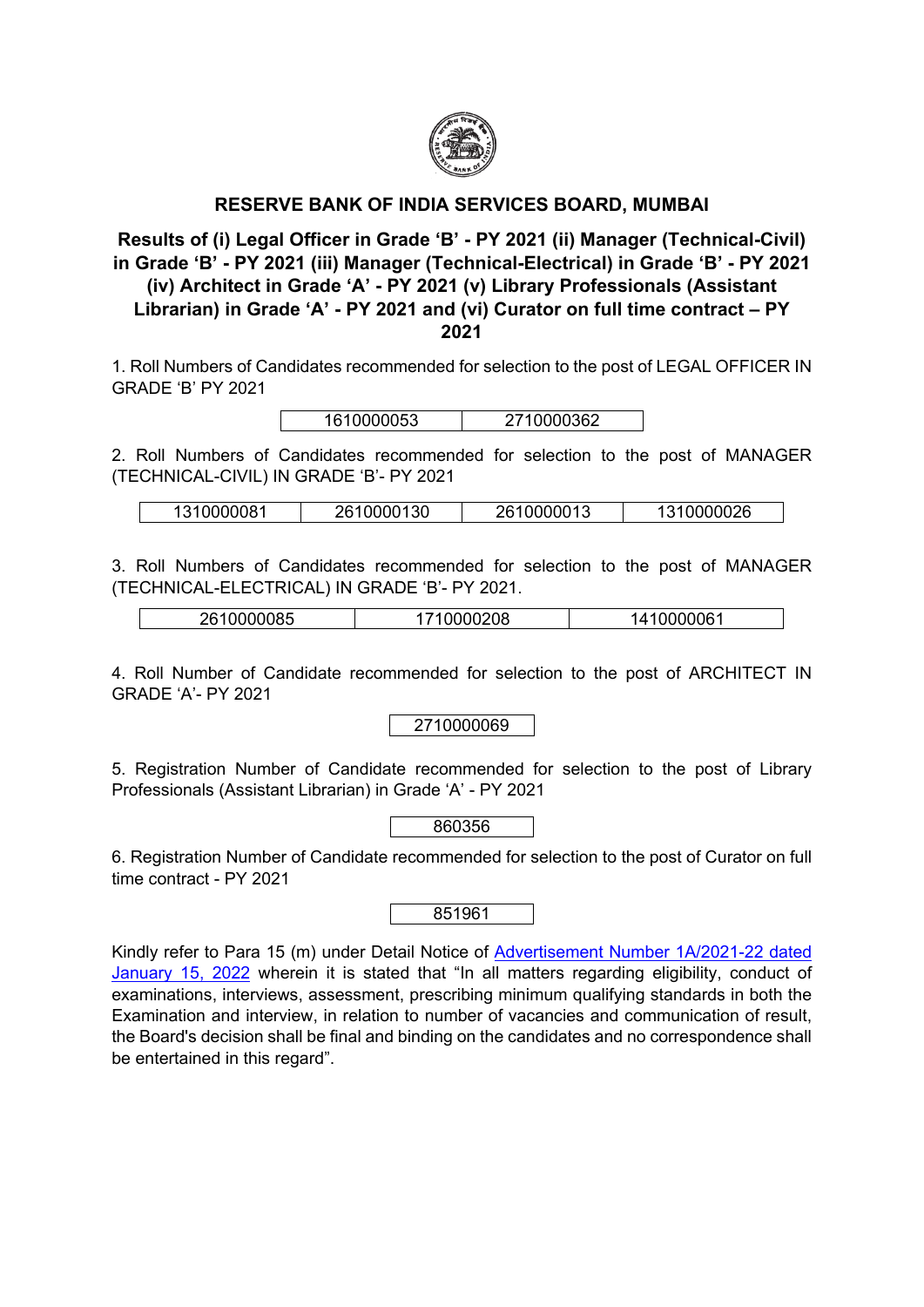# RESERVE BANK OF INDIA SERVICES BOARD, MUMBAI

## Results of (i) Legal Officer in Grade 'B' - PY 2021 (ii) Manager (Technical-Civil) in Grade 'B' - PY 2021 (iii) Manager (Technical-Electrical) in Grade 'B' - PY 2021 (iv) Architect in Grade 'A' - PY 2021 (v) Library Professionals (Assistant Librarian) in Grade 'A' - PY 2021 and (vi) Curator on full time contract – PY 2021

1. Roll Numbers of Candidates recommended for selection to the post of LEGAL OFFICER IN GRADE 'B' PY 2021

| 1610000053 | 2710000362 |
|---|---|

2. Roll Numbers of Candidates recommended for selection to the post of MANAGER (TECHNICAL-CIVIL) IN GRADE 'B'- PY 2021

| 1310000081 | 2610000130 | 2610000013 | 1310000026 |
|---|---|---|---|

3. Roll Numbers of Candidates recommended for selection to the post of MANAGER (TECHNICAL-ELECTRICAL) IN GRADE 'B'- PY 2021.

| 2610000085 | 1710000208 | 1410000061 |
|---|---|---|

4. Roll Number of Candidate recommended for selection to the post of ARCHITECT IN GRADE 'A'- PY 2021

| 2710000069 |
|---|

5. Registration Number of Candidate recommended for selection to the post of Library Professionals (Assistant Librarian) in Grade 'A' - PY 2021

| 860356 |
|---|

6. Registration Number of Candidate recommended for selection to the post of Curator on full time contract - PY 2021

| 851961 |
|---|

Kindly refer to Para 15 (m) under Detail Notice of Advertisement Number 1A/2021-22 dated January 15, 2022 wherein it is stated that "In all matters regarding eligibility, conduct of examinations, interviews, assessment, prescribing minimum qualifying standards in both the Examination and interview, in relation to number of vacancies and communication of result, the Board's decision shall be final and binding on the candidates and no correspondence shall be entertained in this regard".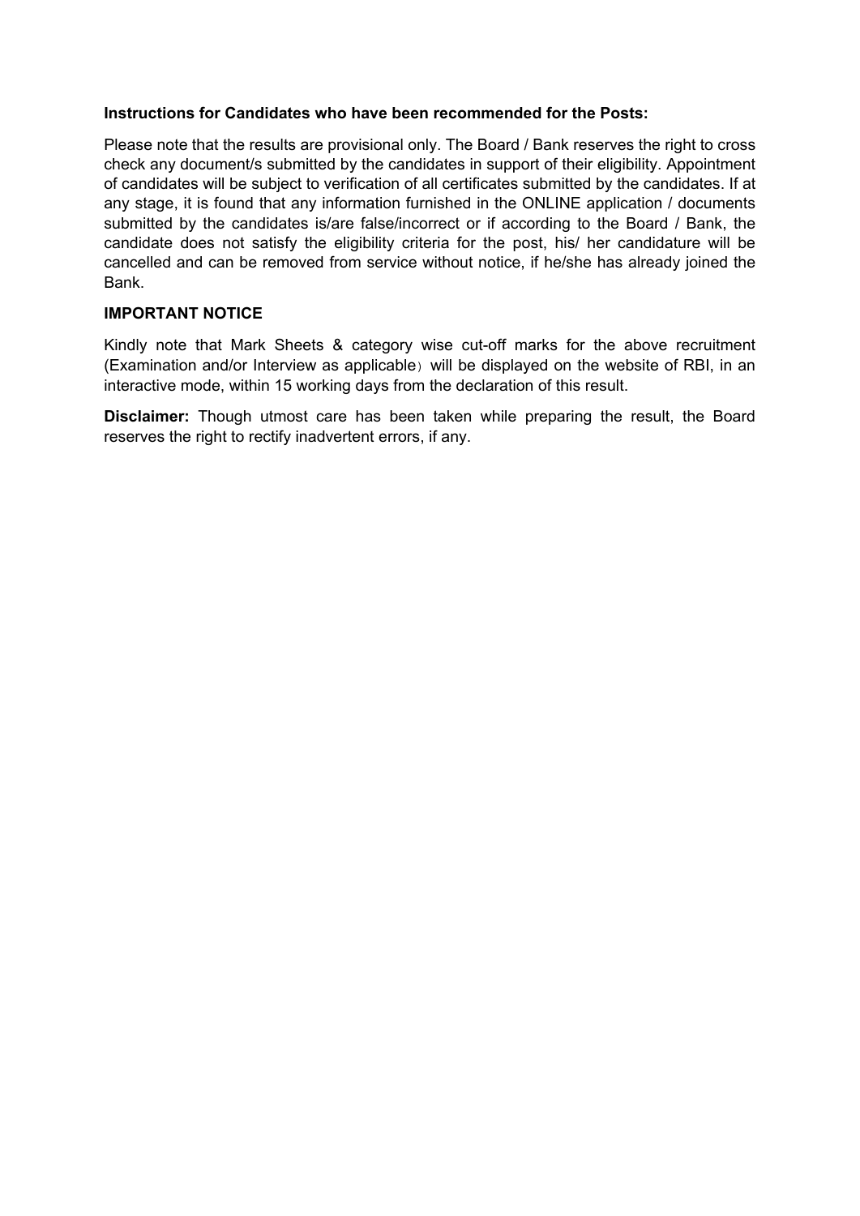**Instructions for Candidates who have been recommended for the Posts:**

Please note that the results are provisional only. The Board / Bank reserves the right to cross check any document/s submitted by the candidates in support of their eligibility. Appointment of candidates will be subject to verification of all certificates submitted by the candidates. If at any stage, it is found that any information furnished in the ONLINE application / documents submitted by the candidates is/are false/incorrect or if according to the Board / Bank, the candidate does not satisfy the eligibility criteria for the post, his/ her candidature will be cancelled and can be removed from service without notice, if he/she has already joined the Bank.

**IMPORTANT NOTICE**

Kindly note that Mark Sheets & category wise cut-off marks for the above recruitment (Examination and/or Interview as applicable） will be displayed on the website of RBI, in an interactive mode, within 15 working days from the declaration of this result.

**Disclaimer:** Though utmost care has been taken while preparing the result, the Board reserves the right to rectify inadvertent errors, if any.